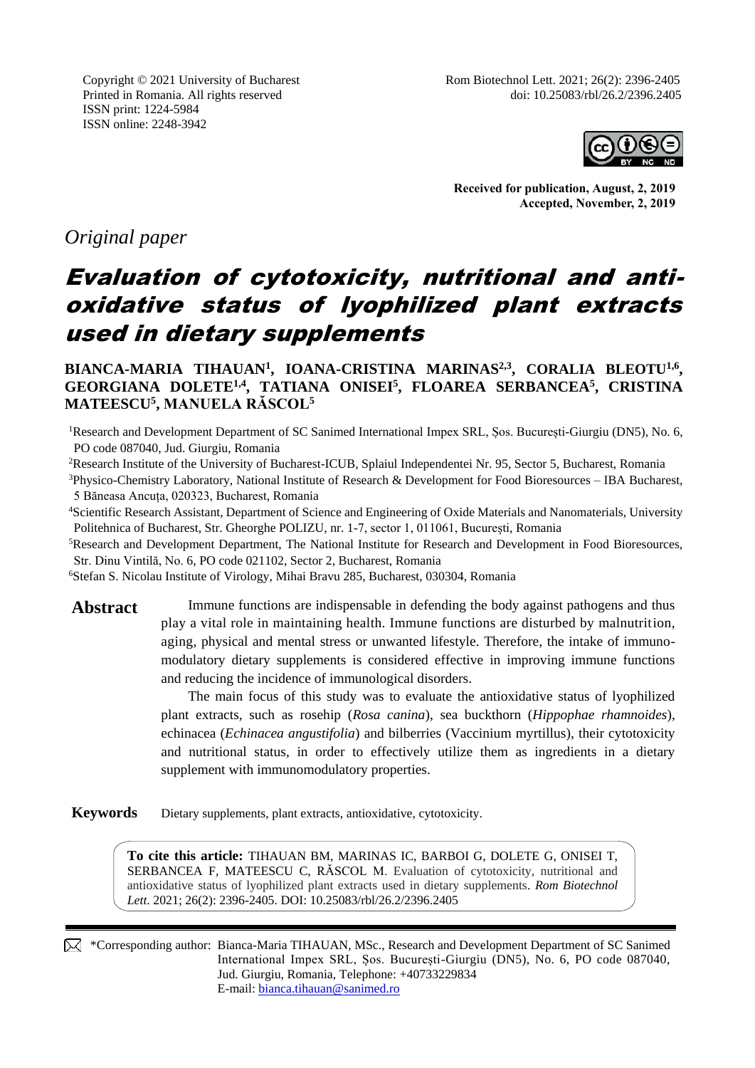Copyright © 2021 University of Bucharest
Printed in Romania. All rights reserved
ISSN print: 1224-5984
ISSN online: 2248-3942

Rom Biotechnol Lett. 2021; 26(2): 2396-2405
doi: 10.25083/rbl/26.2/2396.2405

**Received for publication, August, 2, 2019**
**Accepted, November, 2, 2019**

*Original paper*

# Evaluation of cytotoxicity, nutritional and anti-oxidative status of lyophilized plant extracts used in dietary supplements

**BIANCA-MARIA TIHAUAN[1], IOANA-CRISTINA MARINAS[2,3], CORALIA BLEOTU[1,6], GEORGIANA DOLETE[1,4], TATIANA ONISEI[5], FLOAREA SERBANCEA[5], CRISTINA MATEESCU[5], MANUELA RĂSCOL[5]**

[1]Research and Development Department of SC Sanimed International Impex SRL, Șos. București-Giurgiu (DN5), No. 6, PO code 087040, Jud. Giurgiu, Romania

[2]Research Institute of the University of Bucharest-ICUB, Splaiul Independentei Nr. 95, Sector 5, Bucharest, Romania

[3]Physico-Chemistry Laboratory, National Institute of Research & Development for Food Bioresources – IBA Bucharest, 5 Băneasa Ancuța, 020323, Bucharest, Romania

[4]Scientific Research Assistant, Department of Science and Engineering of Oxide Materials and Nanomaterials, University Politehnica of Bucharest, Str. Gheorghe POLIZU, nr. 1-7, sector 1, 011061, București, Romania

[5]Research and Development Department, The National Institute for Research and Development in Food Bioresources, Str. Dinu Vintilă, No. 6, PO code 021102, Sector 2, Bucharest, Romania

[6]Stefan S. Nicolau Institute of Virology, Mihai Bravu 285, Bucharest, 030304, Romania

**Abstract**

Immune functions are indispensable in defending the body against pathogens and thus play a vital role in maintaining health. Immune functions are disturbed by malnutrition, aging, physical and mental stress or unwanted lifestyle. Therefore, the intake of immuno-modulatory dietary supplements is considered effective in improving immune functions and reducing the incidence of immunological disorders.

The main focus of this study was to evaluate the antioxidative status of lyophilized plant extracts, such as rosehip (*Rosa canina*), sea buckthorn (*Hippophae rhamnoides*), echinacea (*Echinacea angustifolia*) and bilberries (Vaccinium myrtillus), their cytotoxicity and nutritional status, in order to effectively utilize them as ingredients in a dietary supplement with immunomodulatory properties.

**Keywords** Dietary supplements, plant extracts, antioxidative, cytotoxicity.

**To cite this article:** TIHAUAN BM, MARINAS IC, BARBOI G, DOLETE G, ONISEI T, SERBANCEA F, MATEESCU C, RĂSCOL M. Evaluation of cytotoxicity, nutritional and antioxidative status of lyophilized plant extracts used in dietary supplements. *Rom Biotechnol Lett*. 2021; 26(2): 2396-2405. DOI: 10.25083/rbl/26.2/2396.2405

\*Corresponding author: Bianca-Maria TIHAUAN, MSc., Research and Development Department of SC Sanimed International Impex SRL, Șos. București-Giurgiu (DN5), No. 6, PO code 087040, Jud. Giurgiu, Romania, Telephone: +40733229834
E-mail: bianca.tihauan@sanimed.ro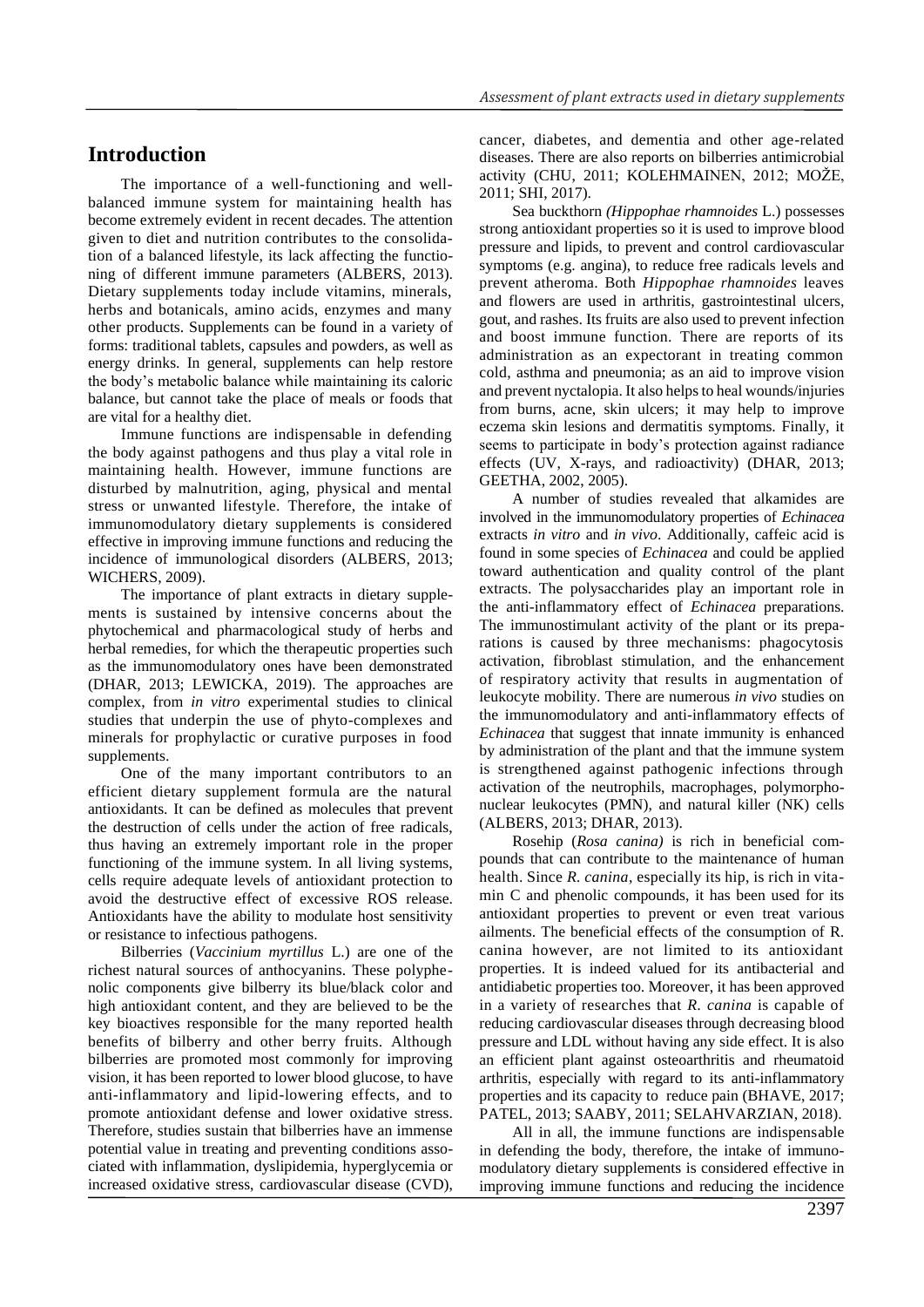## Introduction

The importance of a well-functioning and well-balanced immune system for maintaining health has become extremely evident in recent decades. The attention given to diet and nutrition contributes to the consolidation of a balanced lifestyle, its lack affecting the functioning of different immune parameters (ALBERS, 2013). Dietary supplements today include vitamins, minerals, herbs and botanicals, amino acids, enzymes and many other products. Supplements can be found in a variety of forms: traditional tablets, capsules and powders, as well as energy drinks. In general, supplements can help restore the body's metabolic balance while maintaining its caloric balance, but cannot take the place of meals or foods that are vital for a healthy diet.

Immune functions are indispensable in defending the body against pathogens and thus play a vital role in maintaining health. However, immune functions are disturbed by malnutrition, aging, physical and mental stress or unwanted lifestyle. Therefore, the intake of immunomodulatory dietary supplements is considered effective in improving immune functions and reducing the incidence of immunological disorders (ALBERS, 2013; WICHERS, 2009).

The importance of plant extracts in dietary supplements is sustained by intensive concerns about the phytochemical and pharmacological study of herbs and herbal remedies, for which the therapeutic properties such as the immunomodulatory ones have been demonstrated (DHAR, 2013; LEWICKA, 2019). The approaches are complex, from *in vitro* experimental studies to clinical studies that underpin the use of phyto-complexes and minerals for prophylactic or curative purposes in food supplements.

One of the many important contributors to an efficient dietary supplement formula are the natural antioxidants. It can be defined as molecules that prevent the destruction of cells under the action of free radicals, thus having an extremely important role in the proper functioning of the immune system. In all living systems, cells require adequate levels of antioxidant protection to avoid the destructive effect of excessive ROS release. Antioxidants have the ability to modulate host sensitivity or resistance to infectious pathogens.

Bilberries (*Vaccinium myrtillus* L.) are one of the richest natural sources of anthocyanins. These polyphenolic components give bilberry its blue/black color and high antioxidant content, and they are believed to be the key bioactives responsible for the many reported health benefits of bilberry and other berry fruits. Although bilberries are promoted most commonly for improving vision, it has been reported to lower blood glucose, to have anti-inflammatory and lipid-lowering effects, and to promote antioxidant defense and lower oxidative stress. Therefore, studies sustain that bilberries have an immense potential value in treating and preventing conditions associated with inflammation, dyslipidemia, hyperglycemia or increased oxidative stress, cardiovascular disease (CVD), cancer, diabetes, and dementia and other age-related diseases. There are also reports on bilberries antimicrobial activity (CHU, 2011; KOLEHMAINEN, 2012; MOŽE, 2011; SHI, 2017).

Sea buckthorn *(Hippophae rhamnoides* L.) possesses strong antioxidant properties so it is used to improve blood pressure and lipids, to prevent and control cardiovascular symptoms (e.g. angina), to reduce free radicals levels and prevent atheroma. Both *Hippophae rhamnoides* leaves and flowers are used in arthritis, gastrointestinal ulcers, gout, and rashes. Its fruits are also used to prevent infection and boost immune function. There are reports of its administration as an expectorant in treating common cold, asthma and pneumonia; as an aid to improve vision and prevent nyctalopia. It also helps to heal wounds/injuries from burns, acne, skin ulcers; it may help to improve eczema skin lesions and dermatitis symptoms. Finally, it seems to participate in body's protection against radiance effects (UV, X-rays, and radioactivity) (DHAR, 2013; GEETHA, 2002, 2005).

A number of studies revealed that alkamides are involved in the immunomodulatory properties of *Echinacea* extracts *in vitro* and *in vivo*. Additionally, caffeic acid is found in some species of *Echinacea* and could be applied toward authentication and quality control of the plant extracts. The polysaccharides play an important role in the anti-inflammatory effect of *Echinacea* preparations. The immunostimulant activity of the plant or its preparations is caused by three mechanisms: phagocytosis activation, fibroblast stimulation, and the enhancement of respiratory activity that results in augmentation of leukocyte mobility. There are numerous *in vivo* studies on the immunomodulatory and anti-inflammatory effects of *Echinacea* that suggest that innate immunity is enhanced by administration of the plant and that the immune system is strengthened against pathogenic infections through activation of the neutrophils, macrophages, polymorphonuclear leukocytes (PMN), and natural killer (NK) cells (ALBERS, 2013; DHAR, 2013).

Rosehip (*Rosa canina)* is rich in beneficial compounds that can contribute to the maintenance of human health. Since *R. canina*, especially its hip, is rich in vitamin C and phenolic compounds, it has been used for its antioxidant properties to prevent or even treat various ailments. The beneficial effects of the consumption of R. canina however, are not limited to its antioxidant properties. It is indeed valued for its antibacterial and antidiabetic properties too. Moreover, it has been approved in a variety of researches that *R. canina* is capable of reducing cardiovascular diseases through decreasing blood pressure and LDL without having any side effect. It is also an efficient plant against osteoarthritis and rheumatoid arthritis, especially with regard to its anti-inflammatory properties and its capacity to reduce pain (BHAVE, 2017; PATEL, 2013; SAABY, 2011; SELAHVARZIAN, 2018).

All in all, the immune functions are indispensable in defending the body, therefore, the intake of immunomodulatory dietary supplements is considered effective in improving immune functions and reducing the incidence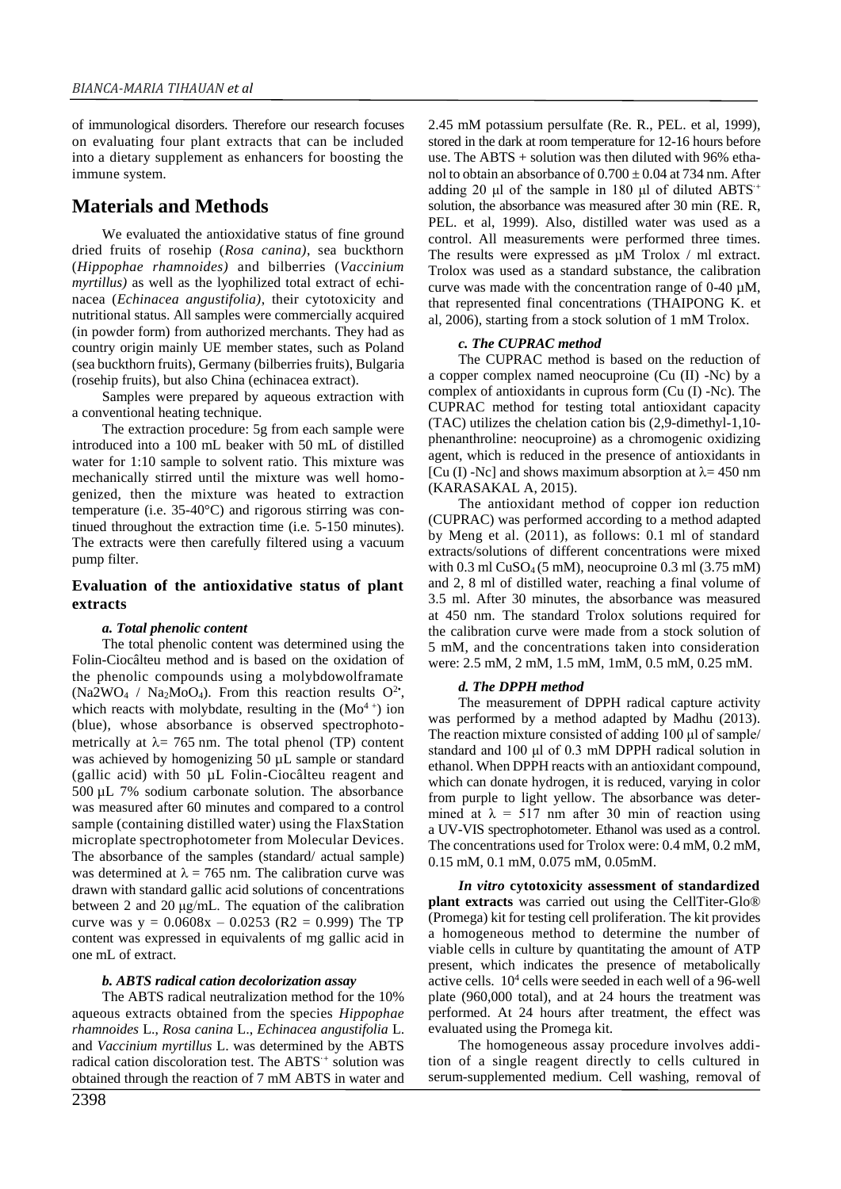of immunological disorders. Therefore our research focuses on evaluating four plant extracts that can be included into a dietary supplement as enhancers for boosting the immune system.

## Materials and Methods

We evaluated the antioxidative status of fine ground dried fruits of rosehip (*Rosa canina)*, sea buckthorn (*Hippophae rhamnoides)* and bilberries (*Vaccinium myrtillus)* as well as the lyophilized total extract of echinacea (*Echinacea angustifolia)*, their cytotoxicity and nutritional status. All samples were commercially acquired (in powder form) from authorized merchants. They had as country origin mainly UE member states, such as Poland (sea buckthorn fruits), Germany (bilberries fruits), Bulgaria (rosehip fruits), but also China (echinacea extract).

Samples were prepared by aqueous extraction with a conventional heating technique.

The extraction procedure: 5g from each sample were introduced into a 100 mL beaker with 50 mL of distilled water for 1:10 sample to solvent ratio. This mixture was mechanically stirred until the mixture was well homogenized, then the mixture was heated to extraction temperature (i.e. 35-40°C) and rigorous stirring was continued throughout the extraction time (i.e. 5-150 minutes). The extracts were then carefully filtered using a vacuum pump filter.

### Evaluation of the antioxidative status of plant extracts

#### *a. Total phenolic content*

The total phenolic content was determined using the Folin-Ciocâlteu method and is based on the oxidation of the phenolic compounds using a molybdowolframate ($Na2WO_4$ / $Na_2MoO_4$). From this reaction results $O^{2\bullet}$, which reacts with molybdate, resulting in the ($Mo^{4+}$) ion (blue), whose absorbance is observed spectrophotometrically at $\lambda$= 765 nm. The total phenol (TP) content was achieved by homogenizing 50 µL sample or standard (gallic acid) with 50 µL Folin-Ciocâlteu reagent and 500 µL 7% sodium carbonate solution. The absorbance was measured after 60 minutes and compared to a control sample (containing distilled water) using the FlaxStation microplate spectrophotometer from Molecular Devices. The absorbance of the samples (standard/ actual sample) was determined at $\lambda$ = 765 nm. The calibration curve was drawn with standard gallic acid solutions of concentrations between 2 and 20 μg/mL. The equation of the calibration curve was $y = 0.0608x – 0.0253$ (R2 = 0.999) The TP content was expressed in equivalents of mg gallic acid in one mL of extract.

#### *b. ABTS radical cation decolorization assay*

The ABTS radical neutralization method for the 10% aqueous extracts obtained from the species *Hippophae rhamnoides* L., *Rosa canina* L., *Echinacea angustifolia* L. and *Vaccinium myrtillus* L. was determined by the ABTS radical cation discoloration test. The $ABTS^{\cdot+}$ solution was obtained through the reaction of 7 mM ABTS in water and 2.45 mM potassium persulfate (Re. R., PEL. et al, 1999), stored in the dark at room temperature for 12-16 hours before use. The ABTS + solution was then diluted with 96% ethanol to obtain an absorbance of 0.700 ± 0.04 at 734 nm. After adding 20 µl of the sample in 180 µl of diluted $ABTS^{\cdot+}$ solution, the absorbance was measured after 30 min (RE. R, PEL. et al, 1999). Also, distilled water was used as a control. All measurements were performed three times. The results were expressed as µM Trolox / ml extract. Trolox was used as a standard substance, the calibration curve was made with the concentration range of 0-40 µM, that represented final concentrations (THAIPONG K. et al, 2006), starting from a stock solution of 1 mM Trolox.

#### *c. The CUPRAC method*

The CUPRAC method is based on the reduction of a copper complex named neocuproine (Cu (II) -Nc) by a complex of antioxidants in cuprous form (Cu (I) -Nc). The CUPRAC method for testing total antioxidant capacity (TAC) utilizes the chelation cation bis (2,9-dimethyl-1,10-phenanthroline: neocuproine) as a chromogenic oxidizing agent, which is reduced in the presence of antioxidants in [Cu (I) -Nc] and shows maximum absorption at $\lambda$= 450 nm (KARASAKAL A, 2015).

The antioxidant method of copper ion reduction (CUPRAC) was performed according to a method adapted by Meng et al. (2011), as follows: 0.1 ml of standard extracts/solutions of different concentrations were mixed with 0.3 ml $CuSO_4$ (5 mM), neocuproine 0.3 ml (3.75 mM) and 2, 8 ml of distilled water, reaching a final volume of 3.5 ml. After 30 minutes, the absorbance was measured at 450 nm. The standard Trolox solutions required for the calibration curve were made from a stock solution of 5 mM, and the concentrations taken into consideration were: 2.5 mM, 2 mM, 1.5 mM, 1mM, 0.5 mM, 0.25 mM.

#### *d. The DPPH method*

The measurement of DPPH radical capture activity was performed by a method adapted by Madhu (2013). The reaction mixture consisted of adding 100 µl of sample/ standard and 100 µl of 0.3 mM DPPH radical solution in ethanol. When DPPH reacts with an antioxidant compound, which can donate hydrogen, it is reduced, varying in color from purple to light yellow. The absorbance was determined at $\lambda$ = 517 nm after 30 min of reaction using a UV-VIS spectrophotometer. Ethanol was used as a control. The concentrations used for Trolox were: 0.4 mM, 0.2 mM, 0.15 mM, 0.1 mM, 0.075 mM, 0.05mM.

***In vitro* cytotoxicity assessment of standardized plant extracts** was carried out using the CellTiter-Glo® (Promega) kit for testing cell proliferation. The kit provides a homogeneous method to determine the number of viable cells in culture by quantitating the amount of ATP present, which indicates the presence of metabolically active cells. $10^4$ cells were seeded in each well of a 96-well plate (960,000 total), and at 24 hours the treatment was performed. At 24 hours after treatment, the effect was evaluated using the Promega kit.

The homogeneous assay procedure involves addition of a single reagent directly to cells cultured in serum-supplemented medium. Cell washing, removal of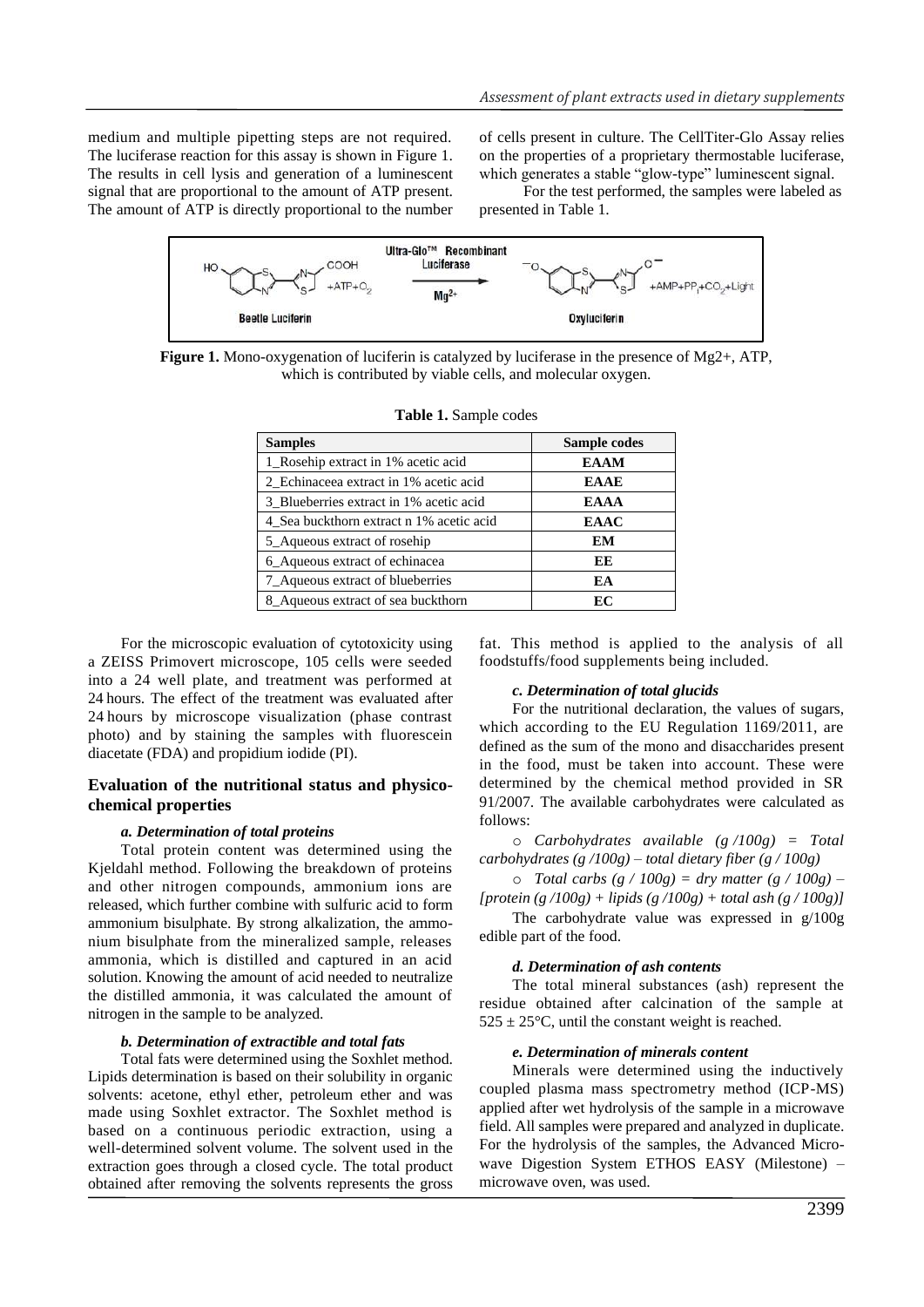medium and multiple pipetting steps are not required. The luciferase reaction for this assay is shown in Figure 1. The results in cell lysis and generation of a luminescent signal that are proportional to the amount of ATP present. The amount of ATP is directly proportional to the number of cells present in culture. The CellTiter-Glo Assay relies on the properties of a proprietary thermostable luciferase, which generates a stable "glow-type" luminescent signal.

For the test performed, the samples were labeled as presented in Table 1.

**Figure 1.** Mono-oxygenation of luciferin is catalyzed by luciferase in the presence of Mg2+, ATP, which is contributed by viable cells, and molecular oxygen.

**Table 1.** Sample codes

| Samples | Sample codes |
|---|---|
| 1_Rosehip extract in 1% acetic acid | **EAAM** |
| 2_Echinaceea extract in 1% acetic acid | **EAAE** |
| 3_Blueberries extract in 1% acetic acid | **EAAA** |
| 4_Sea buckthorn extract n 1% acetic acid | **EAAC** |
| 5_Aqueous extract of rosehip | **EM** |
| 6_Aqueous extract of echinacea | **EE** |
| 7_Aqueous extract of blueberries | **EA** |
| 8_Aqueous extract of sea buckthorn | **EC** |

For the microscopic evaluation of cytotoxicity using a ZEISS Primovert microscope, 105 cells were seeded into a 24 well plate, and treatment was performed at 24 hours. The effect of the treatment was evaluated after 24 hours by microscope visualization (phase contrast photo) and by staining the samples with fluorescein diacetate (FDA) and propidium iodide (PI).

## Evaluation of the nutritional status and physico-chemical properties

#### *a. Determination of total proteins*

Total protein content was determined using the Kjeldahl method. Following the breakdown of proteins and other nitrogen compounds, ammonium ions are released, which further combine with sulfuric acid to form ammonium bisulphate. By strong alkalization, the ammonium bisulphate from the mineralized sample, releases ammonia, which is distilled and captured in an acid solution. Knowing the amount of acid needed to neutralize the distilled ammonia, it was calculated the amount of nitrogen in the sample to be analyzed.

#### *b. Determination of extractible and total fats*

Total fats were determined using the Soxhlet method. Lipids determination is based on their solubility in organic solvents: acetone, ethyl ether, petroleum ether and was made using Soxhlet extractor. The Soxhlet method is based on a continuous periodic extraction, using a well-determined solvent volume. The solvent used in the extraction goes through a closed cycle. The total product obtained after removing the solvents represents the gross fat. This method is applied to the analysis of all foodstuffs/food supplements being included.

#### *c. Determination of total glucids*

For the nutritional declaration, the values of sugars, which according to the EU Regulation 1169/2011, are defined as the sum of the mono and disaccharides present in the food, must be taken into account. These were determined by the chemical method provided in SR 91/2007. The available carbohydrates were calculated as follows:

- *Carbohydrates available (g /100g) = Total carbohydrates (g /100g) – total dietary fiber (g / 100g)*
- *Total carbs (g / 100g) = dry matter (g / 100g) – [protein (g /100g) + lipids (g /100g) + total ash (g / 100g)]*

The carbohydrate value was expressed in g/100g edible part of the food.

#### *d. Determination of ash contents*

The total mineral substances (ash) represent the residue obtained after calcination of the sample at $525 \pm 25$°C, until the constant weight is reached.

#### *e. Determination of minerals content*

Minerals were determined using the inductively coupled plasma mass spectrometry method (ICP-MS) applied after wet hydrolysis of the sample in a microwave field. All samples were prepared and analyzed in duplicate. For the hydrolysis of the samples, the Advanced Microwave Digestion System ETHOS EASY (Milestone) – microwave oven, was used.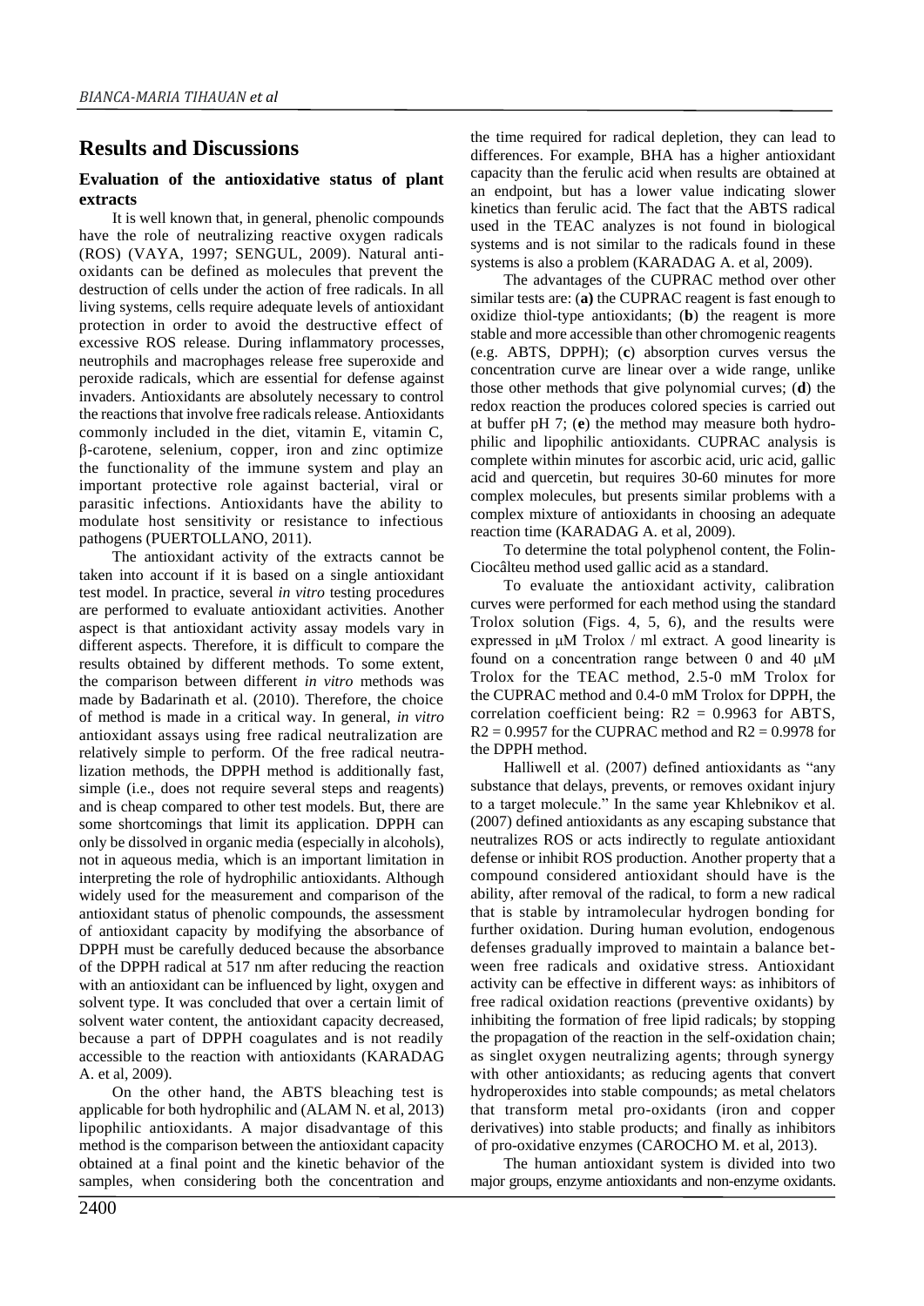# Results and Discussions

### Evaluation of the antioxidative status of plant extracts

It is well known that, in general, phenolic compounds have the role of neutralizing reactive oxygen radicals (ROS) (VAYA, 1997; SENGUL, 2009). Natural antioxidants can be defined as molecules that prevent the destruction of cells under the action of free radicals. In all living systems, cells require adequate levels of antioxidant protection in order to avoid the destructive effect of excessive ROS release. During inflammatory processes, neutrophils and macrophages release free superoxide and peroxide radicals, which are essential for defense against invaders. Antioxidants are absolutely necessary to control the reactions that involve free radicals release. Antioxidants commonly included in the diet, vitamin E, vitamin C, β-carotene, selenium, copper, iron and zinc optimize the functionality of the immune system and play an important protective role against bacterial, viral or parasitic infections. Antioxidants have the ability to modulate host sensitivity or resistance to infectious pathogens (PUERTOLLANO, 2011).

The antioxidant activity of the extracts cannot be taken into account if it is based on a single antioxidant test model. In practice, several *in vitro* testing procedures are performed to evaluate antioxidant activities. Another aspect is that antioxidant activity assay models vary in different aspects. Therefore, it is difficult to compare the results obtained by different methods. To some extent, the comparison between different *in vitro* methods was made by Badarinath et al. (2010). Therefore, the choice of method is made in a critical way. In general, *in vitro* antioxidant assays using free radical neutralization are relatively simple to perform. Of the free radical neutralization methods, the DPPH method is additionally fast, simple (i.e., does not require several steps and reagents) and is cheap compared to other test models. But, there are some shortcomings that limit its application. DPPH can only be dissolved in organic media (especially in alcohols), not in aqueous media, which is an important limitation in interpreting the role of hydrophilic antioxidants. Although widely used for the measurement and comparison of the antioxidant status of phenolic compounds, the assessment of antioxidant capacity by modifying the absorbance of DPPH must be carefully deduced because the absorbance of the DPPH radical at 517 nm after reducing the reaction with an antioxidant can be influenced by light, oxygen and solvent type. It was concluded that over a certain limit of solvent water content, the antioxidant capacity decreased, because a part of DPPH coagulates and is not readily accessible to the reaction with antioxidants (KARADAG A. et al, 2009).

On the other hand, the ABTS bleaching test is applicable for both hydrophilic and (ALAM N. et al, 2013) lipophilic antioxidants. A major disadvantage of this method is the comparison between the antioxidant capacity obtained at a final point and the kinetic behavior of the samples, when considering both the concentration and the time required for radical depletion, they can lead to differences. For example, BHA has a higher antioxidant capacity than the ferulic acid when results are obtained at an endpoint, but has a lower value indicating slower kinetics than ferulic acid. The fact that the ABTS radical used in the TEAC analyzes is not found in biological systems and is not similar to the radicals found in these systems is also a problem (KARADAG A. et al, 2009).

The advantages of the CUPRAC method over other similar tests are: (**a**) the CUPRAC reagent is fast enough to oxidize thiol-type antioxidants; (**b**) the reagent is more stable and more accessible than other chromogenic reagents (e.g. ABTS, DPPH); (**c**) absorption curves versus the concentration curve are linear over a wide range, unlike those other methods that give polynomial curves; (**d**) the redox reaction the produces colored species is carried out at buffer pH 7; (**e**) the method may measure both hydrophilic and lipophilic antioxidants. CUPRAC analysis is complete within minutes for ascorbic acid, uric acid, gallic acid and quercetin, but requires 30-60 minutes for more complex molecules, but presents similar problems with a complex mixture of antioxidants in choosing an adequate reaction time (KARADAG A. et al, 2009).

To determine the total polyphenol content, the Folin-Ciocâlteu method used gallic acid as a standard.

To evaluate the antioxidant activity, calibration curves were performed for each method using the standard Trolox solution (Figs. 4, 5, 6), and the results were expressed in μM Trolox / ml extract. A good linearity is found on a concentration range between 0 and 40 μM Trolox for the TEAC method, 2.5-0 mM Trolox for the CUPRAC method and 0.4-0 mM Trolox for DPPH, the correlation coefficient being: $R2 = 0.9963$ for ABTS, $R2 = 0.9957$ for the CUPRAC method and $R2 = 0.9978$ for the DPPH method.

Halliwell et al. (2007) defined antioxidants as "any substance that delays, prevents, or removes oxidant injury to a target molecule." In the same year Khlebnikov et al. (2007) defined antioxidants as any escaping substance that neutralizes ROS or acts indirectly to regulate antioxidant defense or inhibit ROS production. Another property that a compound considered antioxidant should have is the ability, after removal of the radical, to form a new radical that is stable by intramolecular hydrogen bonding for further oxidation. During human evolution, endogenous defenses gradually improved to maintain a balance between free radicals and oxidative stress. Antioxidant activity can be effective in different ways: as inhibitors of free radical oxidation reactions (preventive oxidants) by inhibiting the formation of free lipid radicals; by stopping the propagation of the reaction in the self-oxidation chain; as singlet oxygen neutralizing agents; through synergy with other antioxidants; as reducing agents that convert hydroperoxides into stable compounds; as metal chelators that transform metal pro-oxidants (iron and copper derivatives) into stable products; and finally as inhibitors of pro-oxidative enzymes (CAROCHO M. et al, 2013).

The human antioxidant system is divided into two major groups, enzyme antioxidants and non-enzyme oxidants.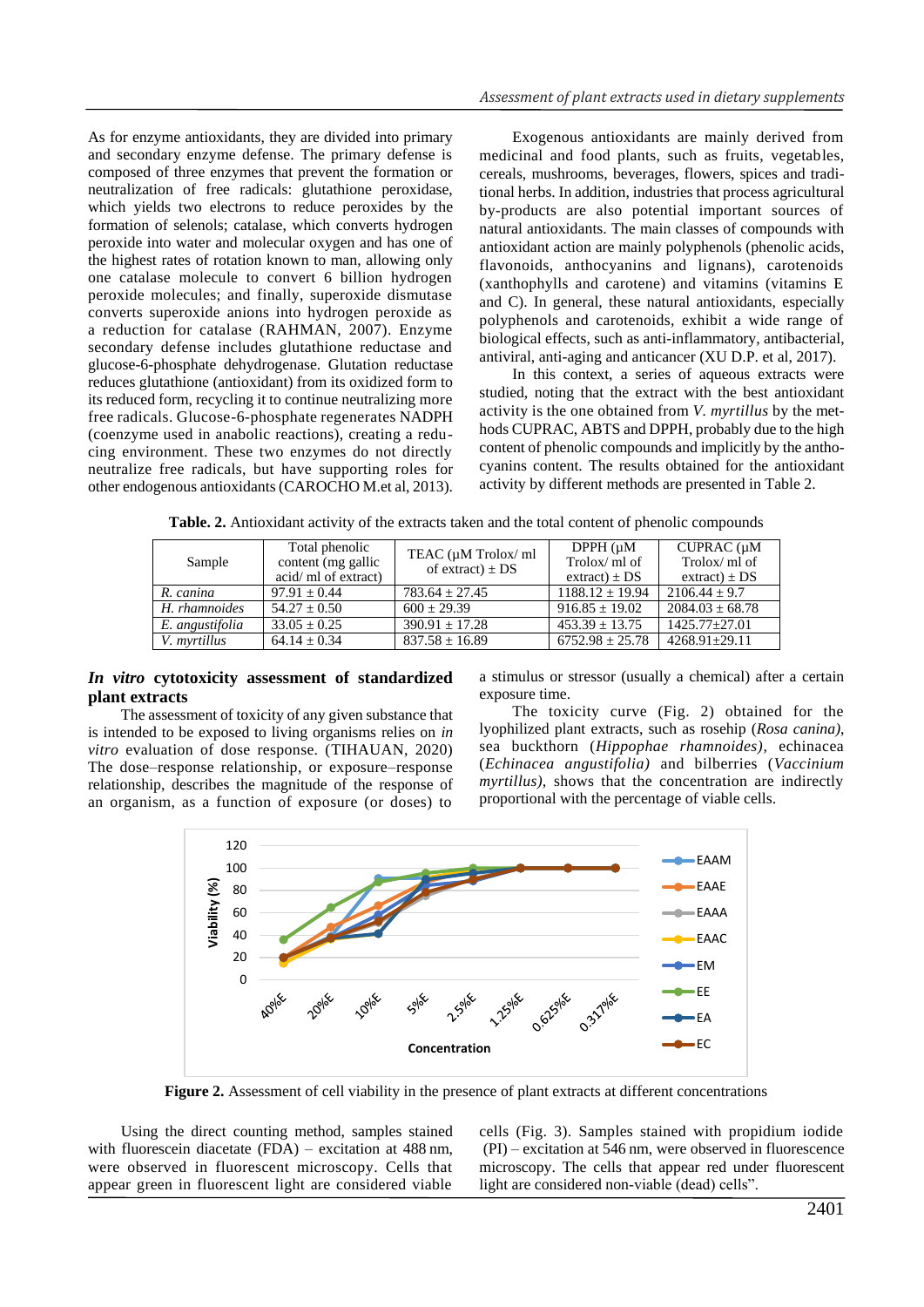As for enzyme antioxidants, they are divided into primary and secondary enzyme defense. The primary defense is composed of three enzymes that prevent the formation or neutralization of free radicals: glutathione peroxidase, which yields two electrons to reduce peroxides by the formation of selenols; catalase, which converts hydrogen peroxide into water and molecular oxygen and has one of the highest rates of rotation known to man, allowing only one catalase molecule to convert 6 billion hydrogen peroxide molecules; and finally, superoxide dismutase converts superoxide anions into hydrogen peroxide as a reduction for catalase (RAHMAN, 2007). Enzyme secondary defense includes glutathione reductase and glucose-6-phosphate dehydrogenase. Glutation reductase reduces glutathione (antioxidant) from its oxidized form to its reduced form, recycling it to continue neutralizing more free radicals. Glucose-6-phosphate regenerates NADPH (coenzyme used in anabolic reactions), creating a reducing environment. These two enzymes do not directly neutralize free radicals, but have supporting roles for other endogenous antioxidants (CAROCHO M.et al, 2013).

Exogenous antioxidants are mainly derived from medicinal and food plants, such as fruits, vegetables, cereals, mushrooms, beverages, flowers, spices and traditional herbs. In addition, industries that process agricultural by-products are also potential important sources of natural antioxidants. The main classes of compounds with antioxidant action are mainly polyphenols (phenolic acids, flavonoids, anthocyanins and lignans), carotenoids (xanthophylls and carotene) and vitamins (vitamins E and C). In general, these natural antioxidants, especially polyphenols and carotenoids, exhibit a wide range of biological effects, such as anti-inflammatory, antibacterial, antiviral, anti-aging and anticancer (XU D.P. et al, 2017).

In this context, a series of aqueous extracts were studied, noting that the extract with the best antioxidant activity is the one obtained from *V. myrtillus* by the methods CUPRAC, ABTS and DPPH, probably due to the high content of phenolic compounds and implicitly by the anthocyanins content. The results obtained for the antioxidant activity by different methods are presented in Table 2.

**Table. 2.** Antioxidant activity of the extracts taken and the total content of phenolic compounds

| Sample | Total phenolic content (mg gallic acid/ ml of extract) | TEAC (μM Trolox/ ml of extract) ± DS | DPPH (μM Trolox/ ml of extract) ± DS | CUPRAC (μM Trolox/ ml of extract) ± DS |
|---|---|---|---|---|
| *R. canina* | 97.91 ± 0.44 | 783.64 ± 27.45 | 1188.12 ± 19.94 | 2106.44 ± 9.7 |
| *H. rhamnoides* | 54.27 ± 0.50 | 600 ± 29.39 | 916.85 ± 19.02 | 2084.03 ± 68.78 |
| *E. angustifolia* | 33.05 ± 0.25 | 390.91 ± 17.28 | 453.39 ± 13.75 | 1425.77±27.01 |
| *V. myrtillus* | 64.14 ± 0.34 | 837.58 ± 16.89 | 6752.98 ± 25.78 | 4268.91±29.11 |

### *In vitro* cytotoxicity assessment of standardized plant extracts

The assessment of toxicity of any given substance that is intended to be exposed to living organisms relies on *in vitro* evaluation of dose response. (TIHAUAN, 2020) The dose–response relationship, or exposure–response relationship, describes the magnitude of the response of an organism, as a function of exposure (or doses) to a stimulus or stressor (usually a chemical) after a certain exposure time.

The toxicity curve (Fig. 2) obtained for the lyophilized plant extracts, such as rosehip (*Rosa canina)*, sea buckthorn (*Hippophae rhamnoides)*, echinacea (*Echinacea angustifolia)* and bilberries (*Vaccinium myrtillus)*, shows that the concentration are indirectly proportional with the percentage of viable cells.

**Figure 2.** Assessment of cell viability in the presence of plant extracts at different concentrations

Using the direct counting method, samples stained with fluorescein diacetate (FDA) – excitation at 488 nm, were observed in fluorescent microscopy. Cells that appear green in fluorescent light are considered viable cells (Fig. 3). Samples stained with propidium iodide (PI) – excitation at 546 nm, were observed in fluorescence microscopy. The cells that appear red under fluorescent light are considered non-viable (dead) cells".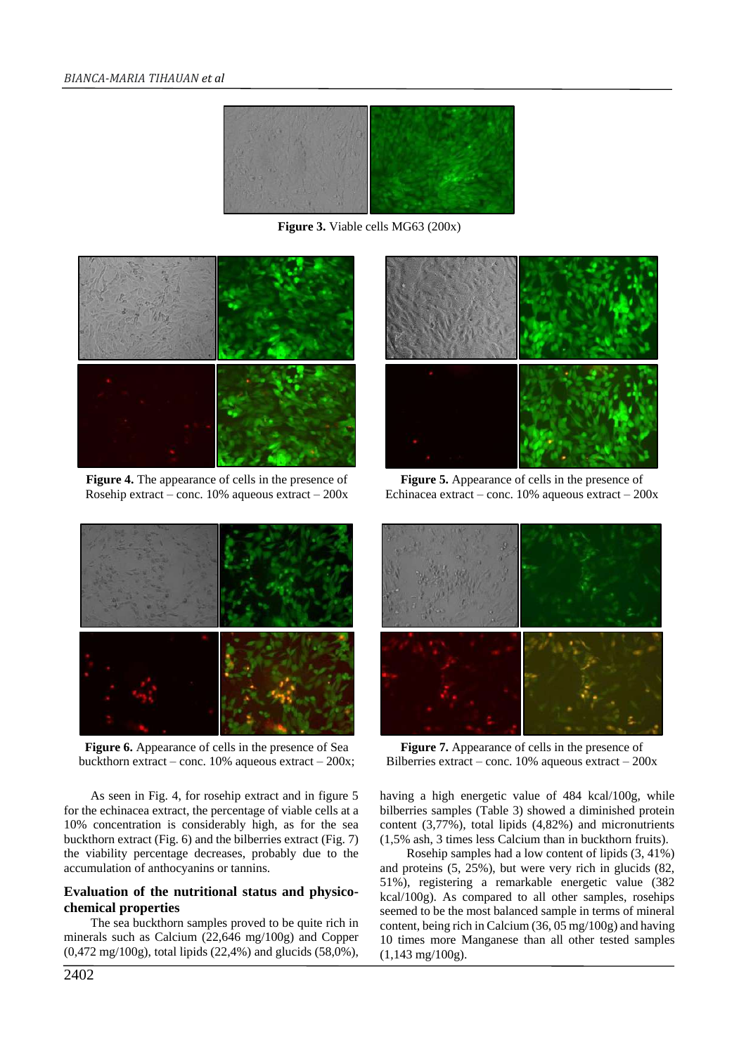**Figure 3.** Viable cells MG63 (200x)

**Figure 4.** The appearance of cells in the presence of Rosehip extract – conc. 10% aqueous extract – 200x

**Figure 5.** Appearance of cells in the presence of Echinacea extract – conc. 10% aqueous extract – 200x

**Figure 6.** Appearance of cells in the presence of Sea buckthorn extract – conc. 10% aqueous extract – 200x;

**Figure 7.** Appearance of cells in the presence of Bilberries extract – conc. 10% aqueous extract – 200x

As seen in Fig. 4, for rosehip extract and in figure 5 for the echinacea extract, the percentage of viable cells at a 10% concentration is considerably high, as for the sea buckthorn extract (Fig. 6) and the bilberries extract (Fig. 7) the viability percentage decreases, probably due to the accumulation of anthocyanins or tannins.

### Evaluation of the nutritional status and physico-chemical properties

The sea buckthorn samples proved to be quite rich in minerals such as Calcium (22,646 mg/100g) and Copper (0,472 mg/100g), total lipids (22,4%) and glucids (58,0%), having a high energetic value of 484 kcal/100g, while bilberries samples (Table 3) showed a diminished protein content (3,77%), total lipids (4,82%) and micronutrients (1,5% ash, 3 times less Calcium than in buckthorn fruits).

Rosehip samples had a low content of lipids (3, 41%) and proteins (5, 25%), but were very rich in glucids (82, 51%), registering a remarkable energetic value (382 kcal/100g). As compared to all other samples, rosehips seemed to be the most balanced sample in terms of mineral content, being rich in Calcium (36, 05 mg/100g) and having 10 times more Manganese than all other tested samples (1,143 mg/100g).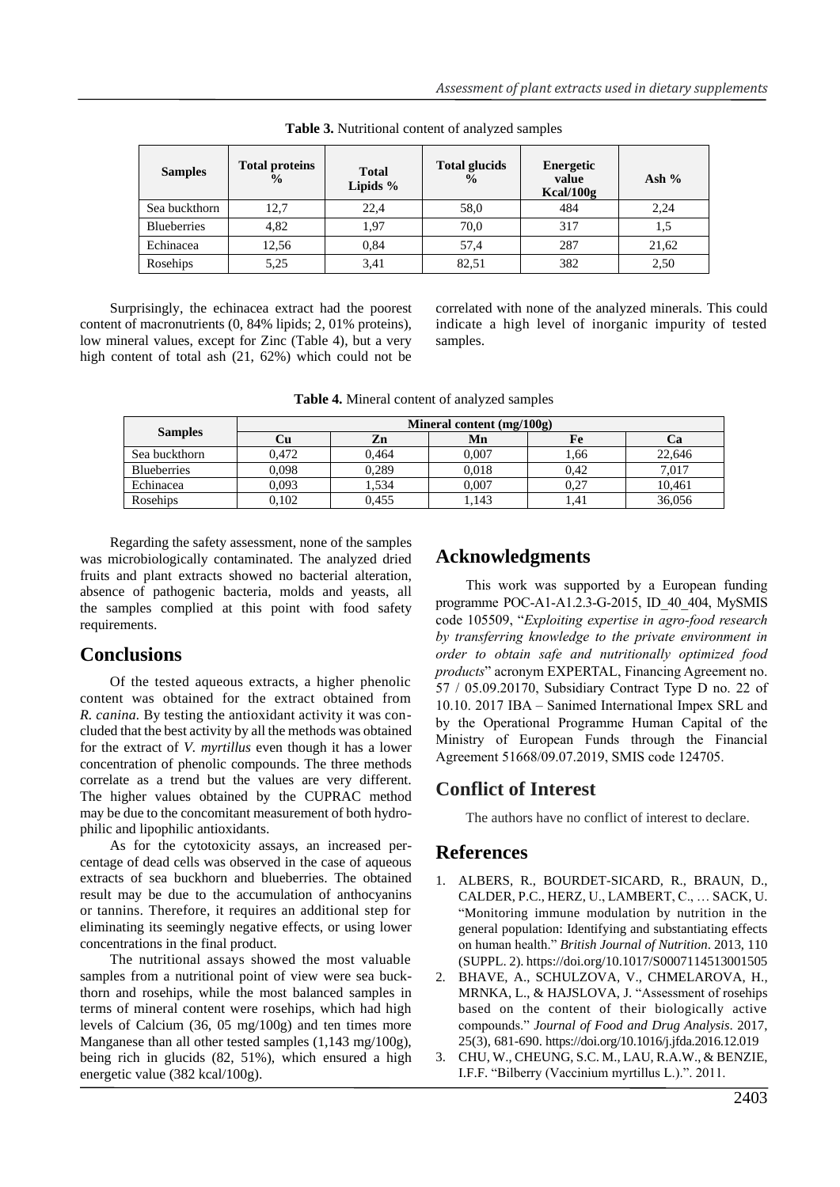**Table 3.** Nutritional content of analyzed samples

| Samples | Total proteins % | Total Lipids % | Total glucids % | Energetic value Kcal/100g | Ash % |
|---|---|---|---|---|---|
| Sea buckthorn | 12,7 | 22,4 | 58,0 | 484 | 2,24 |
| Blueberries | 4,82 | 1,97 | 70,0 | 317 | 1,5 |
| Echinacea | 12,56 | 0,84 | 57,4 | 287 | 21,62 |
| Rosehips | 5,25 | 3,41 | 82,51 | 382 | 2,50 |

Surprisingly, the echinacea extract had the poorest content of macronutrients (0, 84% lipids; 2, 01% proteins), low mineral values, except for Zinc (Table 4), but a very high content of total ash (21, 62%) which could not be correlated with none of the analyzed minerals. This could indicate a high level of inorganic impurity of tested samples.

**Table 4.** Mineral content of analyzed samples

| Samples | Mineral content (mg/100g) | | | | |
|---|---|---|---|---|---|
| | Cu | Zn | Mn | Fe | Ca |
| Sea buckthorn | 0,472 | 0,464 | 0,007 | 1,66 | 22,646 |
| Blueberries | 0,098 | 0,289 | 0,018 | 0,42 | 7,017 |
| Echinacea | 0,093 | 1,534 | 0,007 | 0,27 | 10,461 |
| Rosehips | 0,102 | 0,455 | 1,143 | 1,41 | 36,056 |

Regarding the safety assessment, none of the samples was microbiologically contaminated. The analyzed dried fruits and plant extracts showed no bacterial alteration, absence of pathogenic bacteria, molds and yeasts, all the samples complied at this point with food safety requirements.

## Conclusions

Of the tested aqueous extracts, a higher phenolic content was obtained for the extract obtained from *R. canina.* By testing the antioxidant activity it was concluded that the best activity by all the methods was obtained for the extract of *V. myrtillus* even though it has a lower concentration of phenolic compounds. The three methods correlate as a trend but the values are very different. The higher values obtained by the CUPRAC method may be due to the concomitant measurement of both hydrophilic and lipophilic antioxidants.

As for the cytotoxicity assays, an increased percentage of dead cells was observed in the case of aqueous extracts of sea buckhorn and blueberries. The obtained result may be due to the accumulation of anthocyanins or tannins. Therefore, it requires an additional step for eliminating its seemingly negative effects, or using lower concentrations in the final product.

The nutritional assays showed the most valuable samples from a nutritional point of view were sea buckthorn and rosehips, while the most balanced samples in terms of mineral content were rosehips, which had high levels of Calcium (36, 05 mg/100g) and ten times more Manganese than all other tested samples (1,143 mg/100g), being rich in glucids (82, 51%), which ensured a high energetic value (382 kcal/100g).

## Acknowledgments

This work was supported by a European funding programme POC-A1-A1.2.3-G-2015, ID_40_404, MySMIS code 105509, "*Exploiting expertise in agro-food research by transferring knowledge to the private environment in order to obtain safe and nutritionally optimized food products*" acronym EXPERTAL, Financing Agreement no. 57 / 05.09.20170, Subsidiary Contract Type D no. 22 of 10.10. 2017 IBA – Sanimed International Impex SRL and by the Operational Programme Human Capital of the Ministry of European Funds through the Financial Agreement 51668/09.07.2019, SMIS code 124705.

## Conflict of Interest

The authors have no conflict of interest to declare.

## References

1. ALBERS, R., BOURDET-SICARD, R., BRAUN, D., CALDER, P.C., HERZ, U., LAMBERT, C., … SACK, U. "Monitoring immune modulation by nutrition in the general population: Identifying and substantiating effects on human health." *British Journal of Nutrition*. 2013, 110 (SUPPL. 2). https://doi.org/10.1017/S0007114513001505
2. BHAVE, A., SCHULZOVA, V., CHMELAROVA, H., MRNKA, L., & HAJSLOVA, J. "Assessment of rosehips based on the content of their biologically active compounds." *Journal of Food and Drug Analysis*. 2017, 25(3), 681-690. https://doi.org/10.1016/j.jfda.2016.12.019
3. CHU, W., CHEUNG, S.C. M., LAU, R.A.W., & BENZIE, I.F.F. "Bilberry (Vaccinium myrtillus L.).". 2011.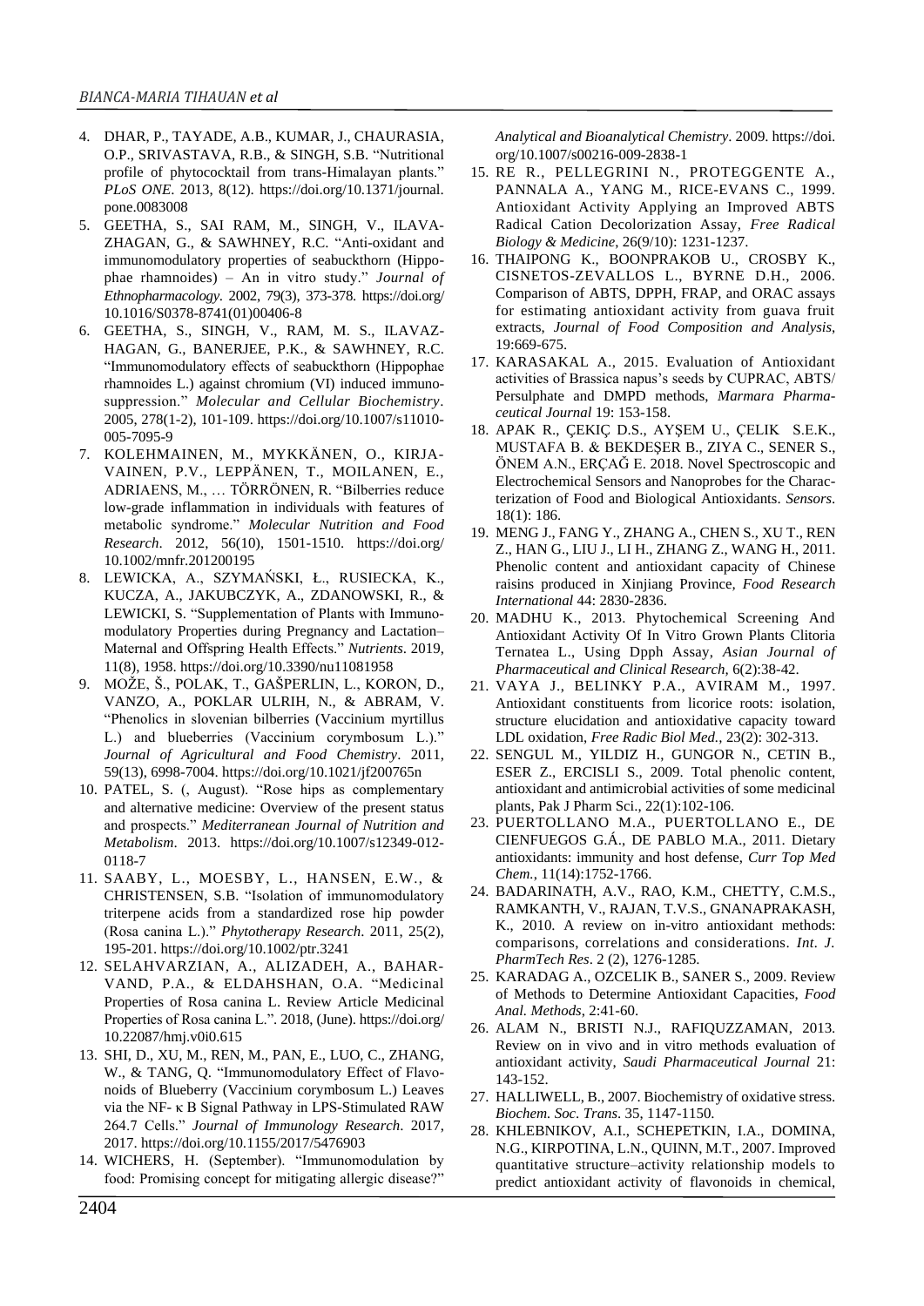4. DHAR, P., TAYADE, A.B., KUMAR, J., CHAURASIA, O.P., SRIVASTAVA, R.B., & SINGH, S.B. "Nutritional profile of phytococktail from trans-Himalayan plants." *PLoS ONE*. 2013, 8(12). https://doi.org/10.1371/journal.pone.0083008
5. GEETHA, S., SAI RAM, M., SINGH, V., ILAVAZHAGAN, G., & SAWHNEY, R.C. "Anti-oxidant and immunomodulatory properties of seabuckthorn (Hippophae rhamnoides) – An in vitro study." *Journal of Ethnopharmacology*. 2002, 79(3), 373-378. https://doi.org/10.1016/S0378-8741(01)00406-8
6. GEETHA, S., SINGH, V., RAM, M. S., ILAVAZHAGAN, G., BANERJEE, P.K., & SAWHNEY, R.C. "Immunomodulatory effects of seabuckthorn (Hippophae rhamnoides L.) against chromium (VI) induced immunosuppression." *Molecular and Cellular Biochemistry*. 2005, 278(1-2), 101-109. https://doi.org/10.1007/s11010-005-7095-9
7. KOLEHMAINEN, M., MYKKÄNEN, O., KIRJAVAINEN, P.V., LEPPÄNEN, T., MOILANEN, E., ADRIAENS, M., … TÖRRÖNEN, R. "Bilberries reduce low-grade inflammation in individuals with features of metabolic syndrome." *Molecular Nutrition and Food Research*. 2012, 56(10), 1501-1510. https://doi.org/10.1002/mnfr.201200195
8. LEWICKA, A., SZYMAŃSKI, Ł., RUSIECKA, K., KUCZA, A., JAKUBCZYK, A., ZDANOWSKI, R., & LEWICKI, S. "Supplementation of Plants with Immunomodulatory Properties during Pregnancy and Lactation–Maternal and Offspring Health Effects." *Nutrients*. 2019, 11(8), 1958. https://doi.org/10.3390/nu11081958
9. MOŽE, Š., POLAK, T., GAŠPERLIN, L., KORON, D., VANZO, A., POKLAR ULRIH, N., & ABRAM, V. "Phenolics in slovenian bilberries (Vaccinium myrtillus L.) and blueberries (Vaccinium corymbosum L.)." *Journal of Agricultural and Food Chemistry*. 2011, 59(13), 6998-7004. https://doi.org/10.1021/jf200765n
10. PATEL, S. (, August). "Rose hips as complementary and alternative medicine: Overview of the present status and prospects." *Mediterranean Journal of Nutrition and Metabolism*. 2013. https://doi.org/10.1007/s12349-012-0118-7
11. SAABY, L., MOESBY, L., HANSEN, E.W., & CHRISTENSEN, S.B. "Isolation of immunomodulatory triterpene acids from a standardized rose hip powder (Rosa canina L.)." *Phytotherapy Research*. 2011, 25(2), 195-201. https://doi.org/10.1002/ptr.3241
12. SELAHVARZIAN, A., ALIZADEH, A., BAHARVAND, P.A., & ELDAHSHAN, O.A. "Medicinal Properties of Rosa canina L. Review Article Medicinal Properties of Rosa canina L.". 2018, (June). https://doi.org/10.22087/hmj.v0i0.615
13. SHI, D., XU, M., REN, M., PAN, E., LUO, C., ZHANG, W., & TANG, Q. "Immunomodulatory Effect of Flavonoids of Blueberry (Vaccinium corymbosum L.) Leaves via the NF- κ B Signal Pathway in LPS-Stimulated RAW 264.7 Cells." *Journal of Immunology Research*. 2017, 2017. https://doi.org/10.1155/2017/5476903
14. WICHERS, H. (September). "Immunomodulation by food: Promising concept for mitigating allergic disease?" *Analytical and Bioanalytical Chemistry*. 2009. https://doi.org/10.1007/s00216-009-2838-1
15. RE R., PELLEGRINI N., PROTEGGENTE A., PANNALA A., YANG M., RICE-EVANS C., 1999. Antioxidant Activity Applying an Improved ABTS Radical Cation Decolorization Assay, *Free Radical Biology & Medicine*, 26(9/10): 1231-1237.
16. THAIPONG K., BOONPRAKOB U., CROSBY K., CISNETOS-ZEVALLOS L., BYRNE D.H., 2006. Comparison of ABTS, DPPH, FRAP, and ORAC assays for estimating antioxidant activity from guava fruit extracts, *Journal of Food Composition and Analysis*, 19:669-675.
17. KARASAKAL A., 2015. Evaluation of Antioxidant activities of Brassica napus's seeds by CUPRAC, ABTS/Persulphate and DMPD methods, *Marmara Pharmaceutical Journal* 19: 153-158.
18. APAK R., ÇEKIÇ D.S., AYŞEM U., ÇELIK S.E.K., MUSTAFA B. & BEKDEŞER B., ZIYA C., SENER S., ÖNEM A.N., ERÇAĞ E. 2018. Novel Spectroscopic and Electrochemical Sensors and Nanoprobes for the Characterization of Food and Biological Antioxidants. *Sensors*. 18(1): 186.
19. MENG J., FANG Y., ZHANG A., CHEN S., XU T., REN Z., HAN G., LIU J., LI H., ZHANG Z., WANG H., 2011. Phenolic content and antioxidant capacity of Chinese raisins produced in Xinjiang Province, *Food Research International* 44: 2830-2836.
20. MADHU K., 2013. Phytochemical Screening And Antioxidant Activity Of In Vitro Grown Plants Clitoria Ternatea L., Using Dpph Assay, *Asian Journal of Pharmaceutical and Clinical Research*, 6(2):38-42.
21. VAYA J., BELINKY P.A., AVIRAM M., 1997. Antioxidant constituents from licorice roots: isolation, structure elucidation and antioxidative capacity toward LDL oxidation, *Free Radic Biol Med.*, 23(2): 302-313.
22. SENGUL M., YILDIZ H., GUNGOR N., CETIN B., ESER Z., ERCISLI S., 2009. Total phenolic content, antioxidant and antimicrobial activities of some medicinal plants, Pak J Pharm Sci., 22(1):102-106.
23. PUERTOLLANO M.A., PUERTOLLANO E., DE CIENFUEGOS G.Á., DE PABLO M.A., 2011. Dietary antioxidants: immunity and host defense, *Curr Top Med Chem.*, 11(14):1752-1766.
24. BADARINATH, A.V., RAO, K.M., CHETTY, C.M.S., RAMKANTH, V., RAJAN, T.V.S., GNANAPRAKASH, K., 2010. A review on in-vitro antioxidant methods: comparisons, correlations and considerations. *Int. J. PharmTech Res*. 2 (2), 1276-1285.
25. KARADAG A., OZCELIK B., SANER S., 2009. Review of Methods to Determine Antioxidant Capacities, *Food Anal. Methods*, 2:41-60.
26. ALAM N., BRISTI N.J., RAFIQUZZAMAN, 2013. Review on in vivo and in vitro methods evaluation of antioxidant activity, *Saudi Pharmaceutical Journal* 21: 143-152.
27. HALLIWELL, B., 2007. Biochemistry of oxidative stress. *Biochem. Soc. Trans*. 35, 1147-1150.
28. KHLEBNIKOV, A.I., SCHEPETKIN, I.A., DOMINA, N.G., KIRPOTINA, L.N., QUINN, M.T., 2007. Improved quantitative structure–activity relationship models to predict antioxidant activity of flavonoids in chemical,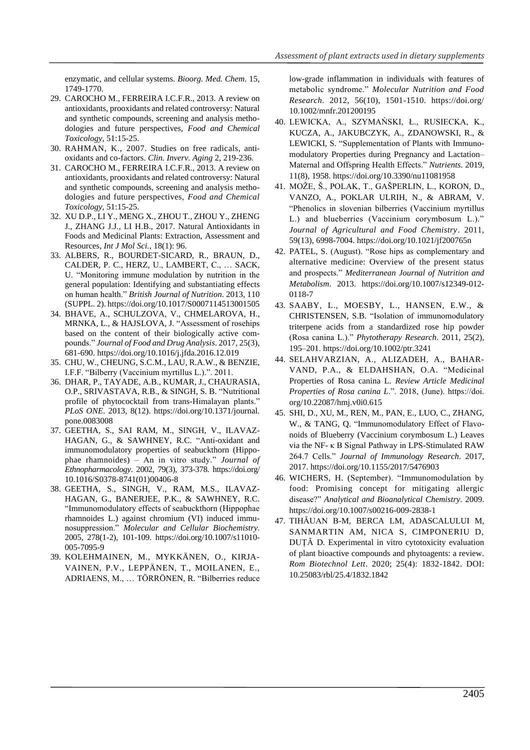enzymatic, and cellular systems. *Bioorg. Med. Chem*. 15, 1749-1770.

29. CAROCHO M., FERREIRA I.C.F.R., 2013. A review on antioxidants, prooxidants and related controversy: Natural and synthetic compounds, screening and analysis methodologies and future perspectives, *Food and Chemical Toxicology*, 51:15-25.
30. RAHMAN, K., 2007. Studies on free radicals, antioxidants and co-factors. *Clin. Inverv. Aging* 2, 219-236.
31. CAROCHO M., FERREIRA I.C.F.R., 2013. A review on antioxidants, prooxidants and related controversy: Natural and synthetic compounds, screening and analysis methodologies and future perspectives, *Food and Chemical Toxicology*, 51:15-25.
32. XU D.P., LI Y., MENG X., ZHOU T., ZHOU Y., ZHENG J., ZHANG J.J., LI H.B., 2017. Natural Antioxidants in Foods and Medicinal Plants: Extraction, Assessment and Resources, *Int J Mol Sci.*, 18(1): 96.
33. ALBERS, R., BOURDET-SICARD, R., BRAUN, D., CALDER, P. C., HERZ, U., LAMBERT, C., … SACK, U. "Monitoring immune modulation by nutrition in the general population: Identifying and substantiating effects on human health." *British Journal of Nutrition*. 2013, 110 (SUPPL. 2). https://doi.org/10.1017/S0007114513001505
34. BHAVE, A., SCHULZOVA, V., CHMELAROVA, H., MRNKA, L., & HAJSLOVA, J. "Assessment of rosehips based on the content of their biologically active compounds." *Journal of Food and Drug Analysis*. 2017, 25(3), 681-690. https://doi.org/10.1016/j.jfda.2016.12.019
35. CHU, W., CHEUNG, S.C.M., LAU, R.A.W., & BENZIE, I.F.F. "Bilberry (Vaccinium myrtillus L.).". 2011.
36. DHAR, P., TAYADE, A.B., KUMAR, J., CHAURASIA, O.P., SRIVASTAVA, R.B., & SINGH, S. B. "Nutritional profile of phytococktail from trans-Himalayan plants." *PLoS ONE*. 2013, 8(12). https://doi.org/10.1371/journal.pone.0083008
37. GEETHA, S., SAI RAM, M., SINGH, V., ILAVAZHAGAN, G., & SAWHNEY, R.C. "Anti-oxidant and immunomodulatory properties of seabuckthorn (Hippophae rhamnoides) – An in vitro study." *Journal of Ethnopharmacology*. 2002, 79(3), 373-378. https://doi.org/10.1016/S0378-8741(01)00406-8
38. GEETHA, S., SINGH, V., RAM, M.S., ILAVAZHAGAN, G., BANERJEE, P.K., & SAWHNEY, R.C. "Immunomodulatory effects of seabuckthorn (Hippophae rhamnoides L.) against chromium (VI) induced immunosuppression." *Molecular and Cellular Biochemistry*. 2005, 278(1-2), 101-109. https://doi.org/10.1007/s11010-005-7095-9
39. KOLEHMAINEN, M., MYKKÄNEN, O., KIRJAVAINEN, P.V., LEPPÄNEN, T., MOILANEN, E., ADRIAENS, M., … TÖRRÖNEN, R. "Bilberries reduce low-grade inflammation in individuals with features of metabolic syndrome." *Molecular Nutrition and Food Research*. 2012, 56(10), 1501-1510. https://doi.org/10.1002/mnfr.201200195
40. LEWICKA, A., SZYMAŃSKI, Ł., RUSIECKA, K., KUCZA, A., JAKUBCZYK, A., ZDANOWSKI, R., & LEWICKI, S. "Supplementation of Plants with Immunomodulatory Properties during Pregnancy and Lactation–Maternal and Offspring Health Effects." *Nutrients*. 2019, 11(8), 1958. https://doi.org/10.3390/nu11081958
41. MOŽE, Š., POLAK, T., GAŠPERLIN, L., KORON, D., VANZO, A., POKLAR ULRIH, N., & ABRAM, V. "Phenolics in slovenian bilberries (Vaccinium myrtillus L.) and blueberries (Vaccinium corymbosum L.)." *Journal of Agricultural and Food Chemistry*. 2011, 59(13), 6998-7004. https://doi.org/10.1021/jf200765n
42. PATEL, S. (August). "Rose hips as complementary and alternative medicine: Overview of the present status and prospects." *Mediterranean Journal of Nutrition and Metabolism*. 2013. https://doi.org/10.1007/s12349-012-0118-7
43. SAABY, L., MOESBY, L., HANSEN, E.W., & CHRISTENSEN, S.B. "Isolation of immunomodulatory triterpene acids from a standardized rose hip powder (Rosa canina L.)." *Phytotherapy Research*. 2011, 25(2), 195–201. https://doi.org/10.1002/ptr.3241
44. SELAHVARZIAN, A., ALIZADEH, A., BAHARVAND, P.A., & ELDAHSHAN, O.A. "Medicinal Properties of Rosa canina L. *Review Article Medicinal Properties of Rosa canina L*.". 2018, (June). https://doi.org/10.22087/hmj.v0i0.615
45. SHI, D., XU, M., REN, M., PAN, E., LUO, C., ZHANG, W., & TANG, Q. "Immunomodulatory Effect of Flavonoids of Blueberry (Vaccinium corymbosum L.) Leaves via the NF- κ B Signal Pathway in LPS-Stimulated RAW 264.7 Cells." *Journal of Immunology Research*. 2017, 2017. https://doi.org/10.1155/2017/5476903
46. WICHERS, H. (September). "Immunomodulation by food: Promising concept for mitigating allergic disease?" *Analytical and Bioanalytical Chemistry*. 2009. https://doi.org/10.1007/s00216-009-2838-1
47. TIHĂUAN B-M, BERCA LM, ADASCALULUI M, SANMARTIN AM, NICA S, CIMPONERIU D, DUȚĂ D. Experimental in vitro cytotoxicity evaluation of plant bioactive compounds and phytoagents: a review. *Rom Biotechnol Lett*. 2020; 25(4): 1832-1842. DOI: 10.25083/rbl/25.4/1832.1842